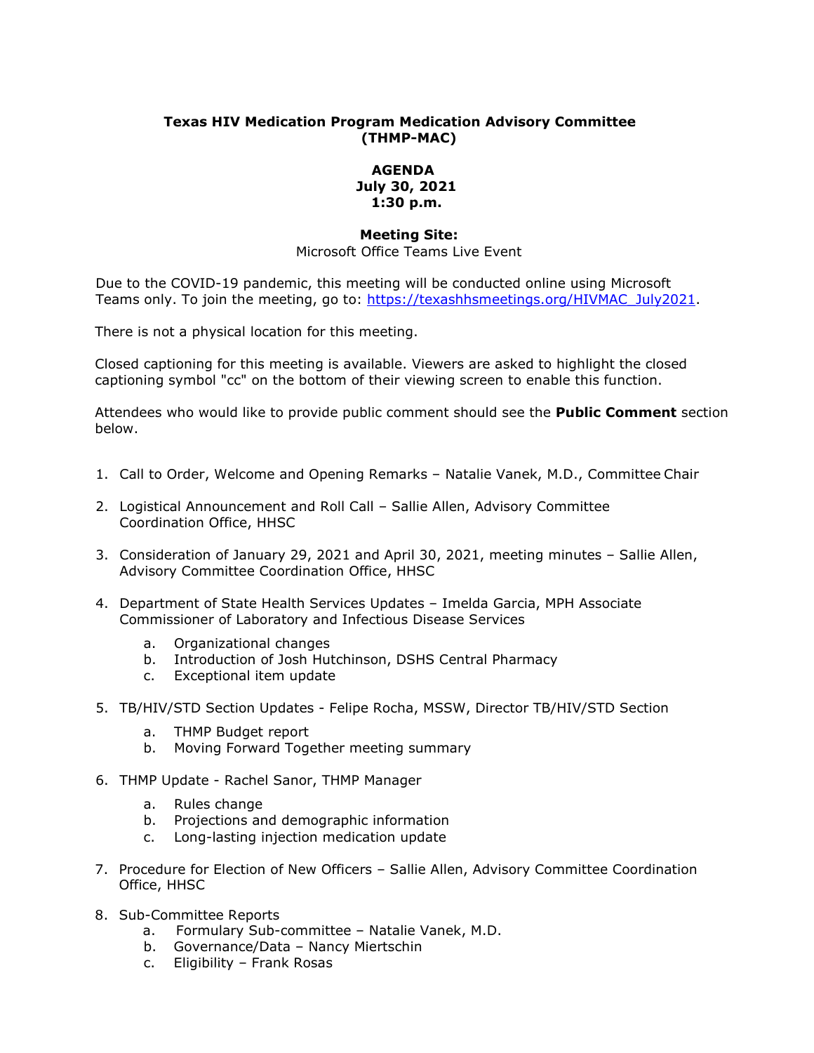**Texas HIV Medication Program Medication Advisory Committee (THMP-MAC)**

**AGENDA**
**July 30, 2021**
**1:30 p.m.**

**Meeting Site:**
Microsoft Office Teams Live Event

Due to the COVID-19 pandemic, this meeting will be conducted online using Microsoft Teams only. To join the meeting, go to: [https://texashhsmeetings.org/HIVMAC_July2021](https://texashhsmeetings.org/HIVMAC_July2021).

There is not a physical location for this meeting.

Closed captioning for this meeting is available. Viewers are asked to highlight the closed captioning symbol "cc" on the bottom of their viewing screen to enable this function.

Attendees who would like to provide public comment should see the **Public Comment** section below.

1. Call to Order, Welcome and Opening Remarks – Natalie Vanek, M.D., Committee Chair
2. Logistical Announcement and Roll Call – Sallie Allen, Advisory Committee Coordination Office, HHSC
3. Consideration of January 29, 2021 and April 30, 2021, meeting minutes – Sallie Allen, Advisory Committee Coordination Office, HHSC
4. Department of State Health Services Updates – Imelda Garcia, MPH Associate Commissioner of Laboratory and Infectious Disease Services
    a. Organizational changes
    b. Introduction of Josh Hutchinson, DSHS Central Pharmacy
    c. Exceptional item update
5. TB/HIV/STD Section Updates - Felipe Rocha, MSSW, Director TB/HIV/STD Section
    a. THMP Budget report
    b. Moving Forward Together meeting summary
6. THMP Update - Rachel Sanor, THMP Manager
    a. Rules change
    b. Projections and demographic information
    c. Long-lasting injection medication update
7. Procedure for Election of New Officers – Sallie Allen, Advisory Committee Coordination Office, HHSC
8. Sub-Committee Reports
    a. Formulary Sub-committee – Natalie Vanek, M.D.
    b. Governance/Data – Nancy Miertschin
    c. Eligibility – Frank Rosas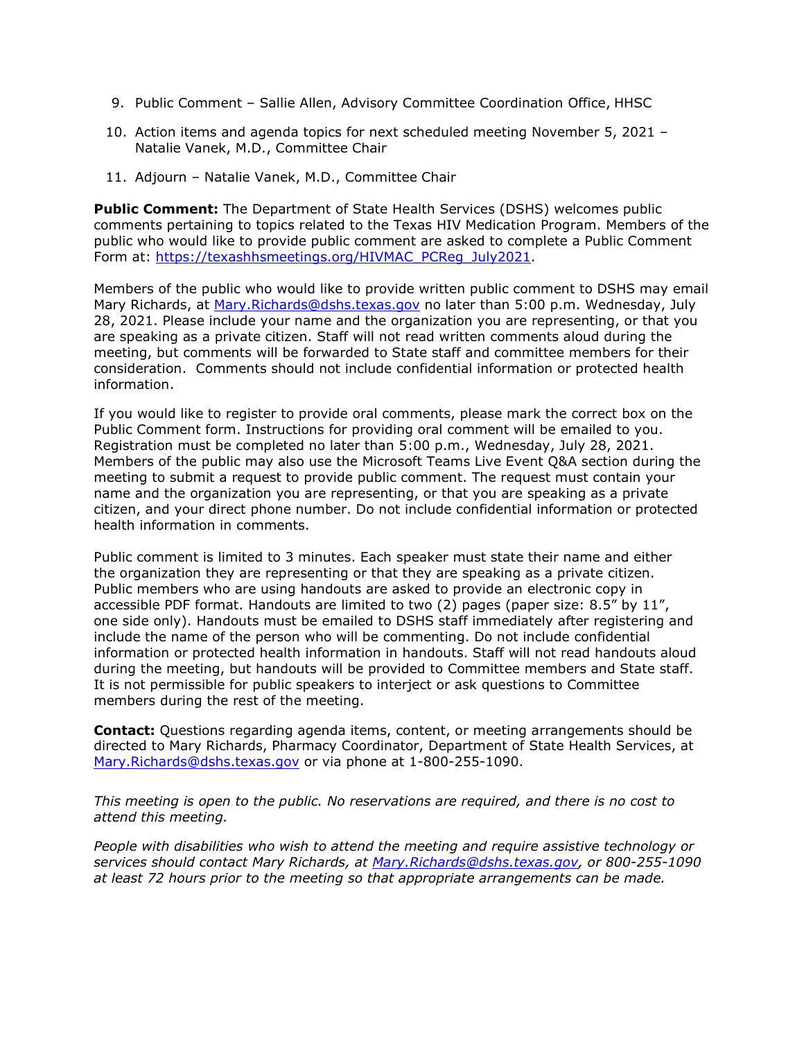9. Public Comment – Sallie Allen, Advisory Committee Coordination Office, HHSC
10. Action items and agenda topics for next scheduled meeting November 5, 2021 – Natalie Vanek, M.D., Committee Chair
11. Adjourn – Natalie Vanek, M.D., Committee Chair

**Public Comment:** The Department of State Health Services (DSHS) welcomes public comments pertaining to topics related to the Texas HIV Medication Program. Members of the public who would like to provide public comment are asked to complete a Public Comment Form at: https://texashhsmeetings.org/HIVMAC_PCReg_July2021.

Members of the public who would like to provide written public comment to DSHS may email Mary Richards, at Mary.Richards@dshs.texas.gov no later than 5:00 p.m. Wednesday, July 28, 2021. Please include your name and the organization you are representing, or that you are speaking as a private citizen. Staff will not read written comments aloud during the meeting, but comments will be forwarded to State staff and committee members for their consideration. Comments should not include confidential information or protected health information.

If you would like to register to provide oral comments, please mark the correct box on the Public Comment form. Instructions for providing oral comment will be emailed to you. Registration must be completed no later than 5:00 p.m., Wednesday, July 28, 2021. Members of the public may also use the Microsoft Teams Live Event Q&A section during the meeting to submit a request to provide public comment. The request must contain your name and the organization you are representing, or that you are speaking as a private citizen, and your direct phone number. Do not include confidential information or protected health information in comments.

Public comment is limited to 3 minutes. Each speaker must state their name and either the organization they are representing or that they are speaking as a private citizen. Public members who are using handouts are asked to provide an electronic copy in accessible PDF format. Handouts are limited to two (2) pages (paper size: 8.5" by 11", one side only). Handouts must be emailed to DSHS staff immediately after registering and include the name of the person who will be commenting. Do not include confidential information or protected health information in handouts. Staff will not read handouts aloud during the meeting, but handouts will be provided to Committee members and State staff. It is not permissible for public speakers to interject or ask questions to Committee members during the rest of the meeting.

**Contact:** Questions regarding agenda items, content, or meeting arrangements should be directed to Mary Richards, Pharmacy Coordinator, Department of State Health Services, at Mary.Richards@dshs.texas.gov or via phone at 1-800-255-1090.

*This meeting is open to the public. No reservations are required, and there is no cost to attend this meeting.*

*People with disabilities who wish to attend the meeting and require assistive technology or services should contact Mary Richards, at Mary.Richards@dshs.texas.gov, or 800-255-1090 at least 72 hours prior to the meeting so that appropriate arrangements can be made.*